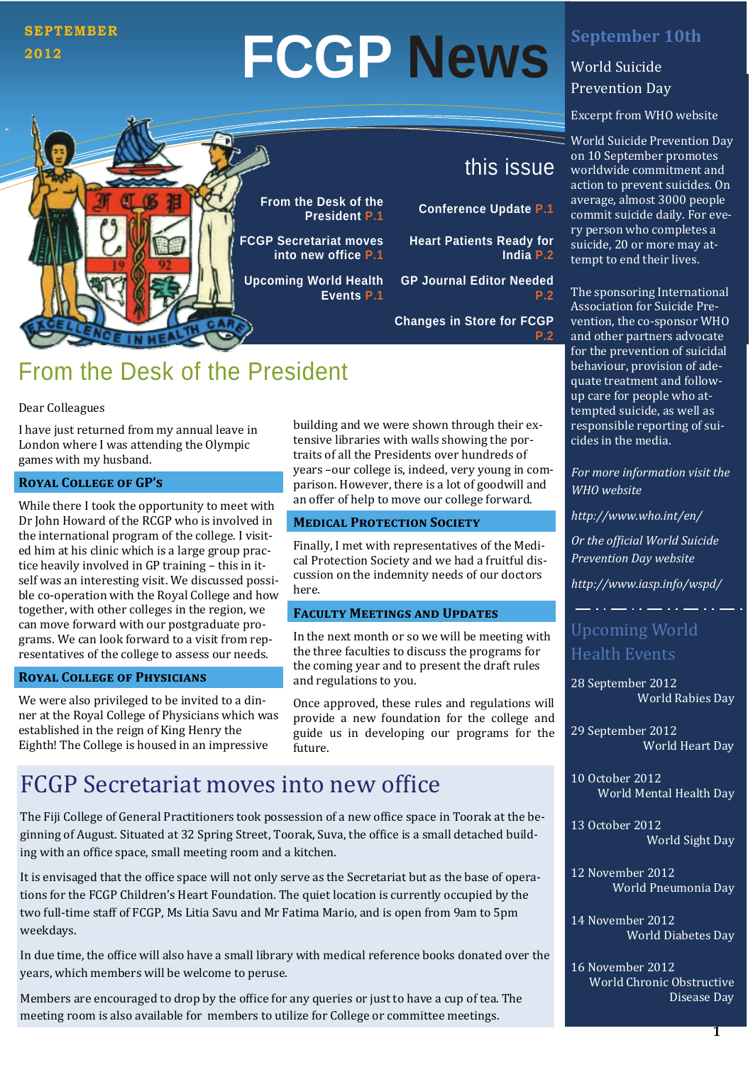SEPTEMBER 2012

# FCGP News

## this issue

From the Desk of the President P.1

FCGP Secretariat moves into new office P.1

Upcoming World Health Events P.1

Conference Update P.1

Heart Patients Ready for India P.2

GP Journal Editor Needed P.2

Changes in Store for FCGP P.2

## From the Desk of the President

Dear Colleagues

I have just returned from my annual leave in London where I was attending the Olympic games with my husband.

### Royal College of GP's

While there I took the opportunity to meet with Dr John Howard of the RCGP who is involved in the international program of the college. I visited him at his clinic which is a large group practice heavily involved in GP training – this in itself was an interesting visit. We discussed possible co-operation with the Royal College and how together, with other colleges in the region, we can move forward with our postgraduate programs. We can look forward to a visit from representatives of the college to assess our needs.

### Royal College of Physicians

We were also privileged to be invited to a dinner at the Royal College of Physicians which was established in the reign of King Henry the Eighth! The College is housed in an impressive building and we were shown through their extensive libraries with walls showing the portraits of all the Presidents over hundreds of years –our college is, indeed, very young in comparison. However, there is a lot of goodwill and an offer of help to move our college forward.

### Medical Protection Society

Finally, I met with representatives of the Medical Protection Society and we had a fruitful discussion on the indemnity needs of our doctors here.

### Faculty Meetings and Updates

In the next month or so we will be meeting with the three faculties to discuss the programs for the coming year and to present the draft rules and regulations to you.

Once approved, these rules and regulations will provide a new foundation for the college and guide us in developing our programs for the future.

## FCGP Secretariat moves into new office

The Fiji College of General Practitioners took possession of a new office space in Toorak at the beginning of August. Situated at 32 Spring Street, Toorak, Suva, the office is a small detached building with an office space, small meeting room and a kitchen.

It is envisaged that the office space will not only serve as the Secretariat but as the base of operations for the FCGP Children's Heart Foundation. The quiet location is currently occupied by the two full-time staff of FCGP, Ms Litia Savu and Mr Fatima Mario, and is open from 9am to 5pm weekdays.

In due time, the office will also have a small library with medical reference books donated over the years, which members will be welcome to peruse.

Members are encouraged to drop by the office for any queries or just to have a cup of tea. The meeting room is also available for members to utilize for College or committee meetings.

## September 10th

World Suicide Prevention Day

Excerpt from WHO website

World Suicide Prevention Day on 10 September promotes worldwide commitment and action to prevent suicides. On average, almost 3000 people commit suicide daily. For every person who completes a suicide, 20 or more may attempt to end their lives.

The sponsoring International Association for Suicide Prevention, the co-sponsor WHO and other partners advocate for the prevention of suicidal behaviour, provision of adequate treatment and follow-up care for people who attempted suicide, as well as responsible reporting of suicides in the media.

*For more information visit the WHO website*

*http://www.who.int/en/*

*Or the official World Suicide Prevention Day website*

*http://www.iasp.info/wspd/*

## Upcoming World Health Events

28 September 2012
World Rabies Day

29 September 2012
World Heart Day

10 October 2012
World Mental Health Day

13 October 2012
World Sight Day

12 November 2012
World Pneumonia Day

14 November 2012
World Diabetes Day

16 November 2012
World Chronic Obstructive Disease Day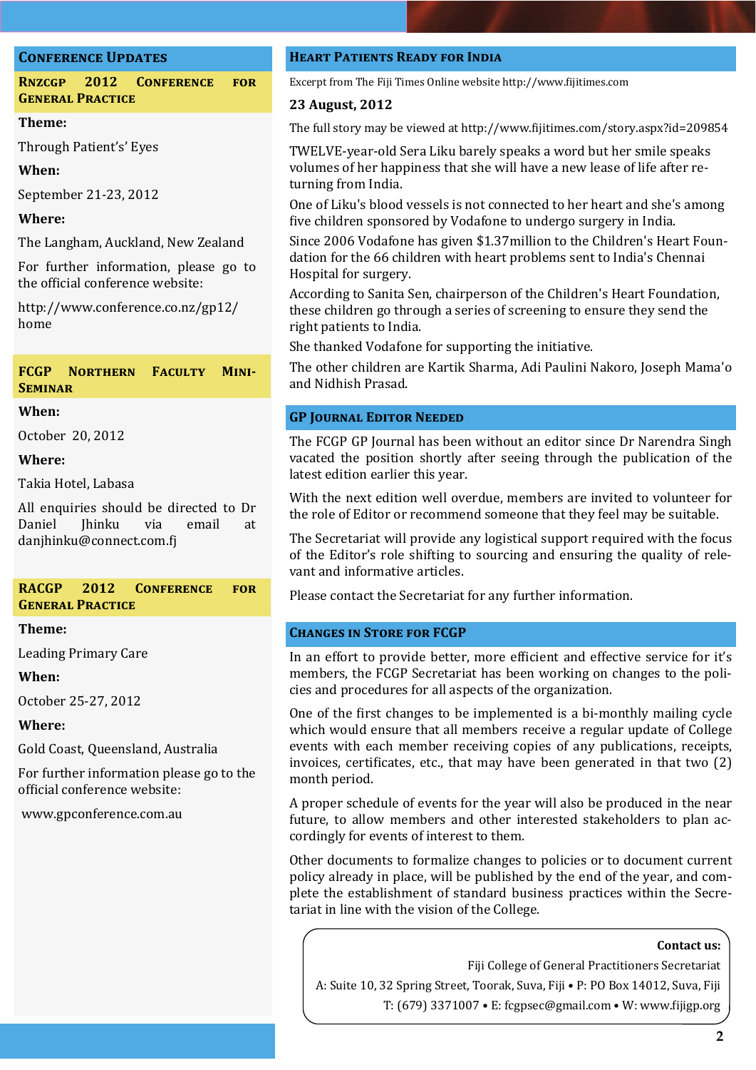## Conference Updates

### RNZCGP 2012 Conference for General Practice

**Theme:**

Through Patient's' Eyes

**When:**

September 21-23, 2012

**Where:**

The Langham, Auckland, New Zealand

For further information, please go to the official conference website:

http://www.conference.co.nz/gp12/home

### FCGP Northern Faculty Mini-Seminar

**When:**

October 20, 2012

**Where:**

Takia Hotel, Labasa

All enquiries should be directed to Dr Daniel Jhinku via email at danjhinku@connect.com.fj

### RACGP 2012 Conference for General Practice

**Theme:**

Leading Primary Care

**When:**

October 25-27, 2012

**Where:**

Gold Coast, Queensland, Australia

For further information please go to the official conference website:

www.gpconference.com.au

## Heart Patients Ready for India

Excerpt from The Fiji Times Online website http://www.fijitimes.com

**23 August, 2012**

The full story may be viewed at http://www.fijitimes.com/story.aspx?id=209854

TWELVE-year-old Sera Liku barely speaks a word but her smile speaks volumes of her happiness that she will have a new lease of life after returning from India.

One of Liku's blood vessels is not connected to her heart and she's among five children sponsored by Vodafone to undergo surgery in India.

Since 2006 Vodafone has given $1.37million to the Children's Heart Foundation for the 66 children with heart problems sent to India's Chennai Hospital for surgery.

According to Sanita Sen, chairperson of the Children's Heart Foundation, these children go through a series of screening to ensure they send the right patients to India.

She thanked Vodafone for supporting the initiative.

The other children are Kartik Sharma, Adi Paulini Nakoro, Joseph Mama'o and Nidhish Prasad.

## GP Journal Editor Needed

The FCGP GP Journal has been without an editor since Dr Narendra Singh vacated the position shortly after seeing through the publication of the latest edition earlier this year.

With the next edition well overdue, members are invited to volunteer for the role of Editor or recommend someone that they feel may be suitable.

The Secretariat will provide any logistical support required with the focus of the Editor's role shifting to sourcing and ensuring the quality of relevant and informative articles.

Please contact the Secretariat for any further information.

## Changes in Store for FCGP

In an effort to provide better, more efficient and effective service for it's members, the FCGP Secretariat has been working on changes to the policies and procedures for all aspects of the organization.

One of the first changes to be implemented is a bi-monthly mailing cycle which would ensure that all members receive a regular update of College events with each member receiving copies of any publications, receipts, invoices, certificates, etc., that may have been generated in that two (2) month period.

A proper schedule of events for the year will also be produced in the near future, to allow members and other interested stakeholders to plan accordingly for events of interest to them.

Other documents to formalize changes to policies or to document current policy already in place, will be published by the end of the year, and complete the establishment of standard business practices within the Secretariat in line with the vision of the College.

**Contact us:**

Fiji College of General Practitioners Secretariat

A: Suite 10, 32 Spring Street, Toorak, Suva, Fiji • P: PO Box 14012, Suva, Fiji

T: (679) 3371007 • E: fcgpsec@gmail.com • W: www.fijigp.org